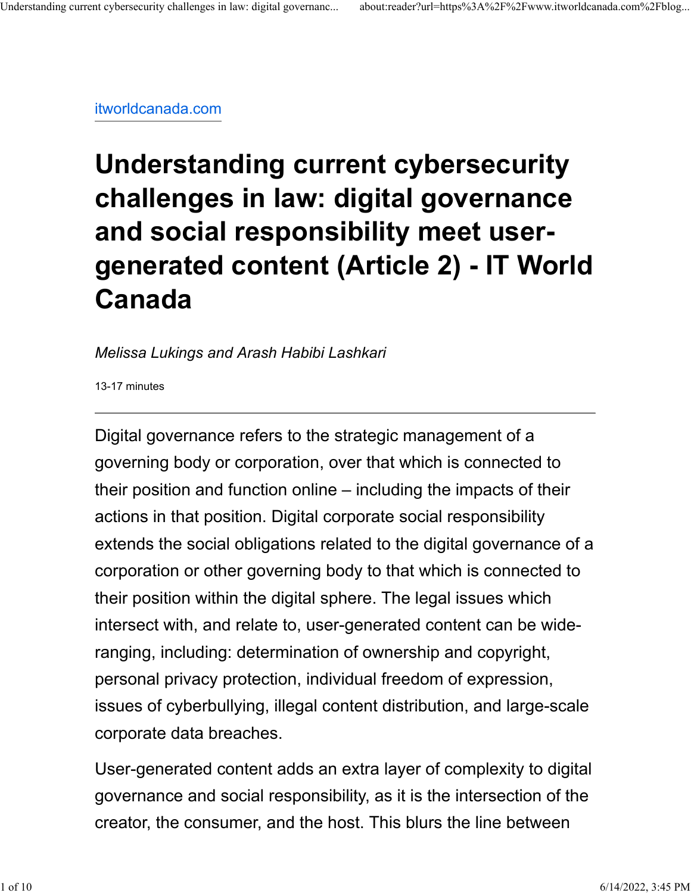itworldcanada.com

# Understanding current cybersecurity challenges in law: digital governance and social responsibility meet user-generated content (Article 2) - IT World Canada

*Melissa Lukings and Arash Habibi Lashkari*

13-17 minutes

---

Digital governance refers to the strategic management of a governing body or corporation, over that which is connected to their position and function online – including the impacts of their actions in that position. Digital corporate social responsibility extends the social obligations related to the digital governance of a corporation or other governing body to that which is connected to their position within the digital sphere. The legal issues which intersect with, and relate to, user-generated content can be wide-ranging, including: determination of ownership and copyright, personal privacy protection, individual freedom of expression, issues of cyberbullying, illegal content distribution, and large-scale corporate data breaches.

User-generated content adds an extra layer of complexity to digital governance and social responsibility, as it is the intersection of the creator, the consumer, and the host. This blurs the line between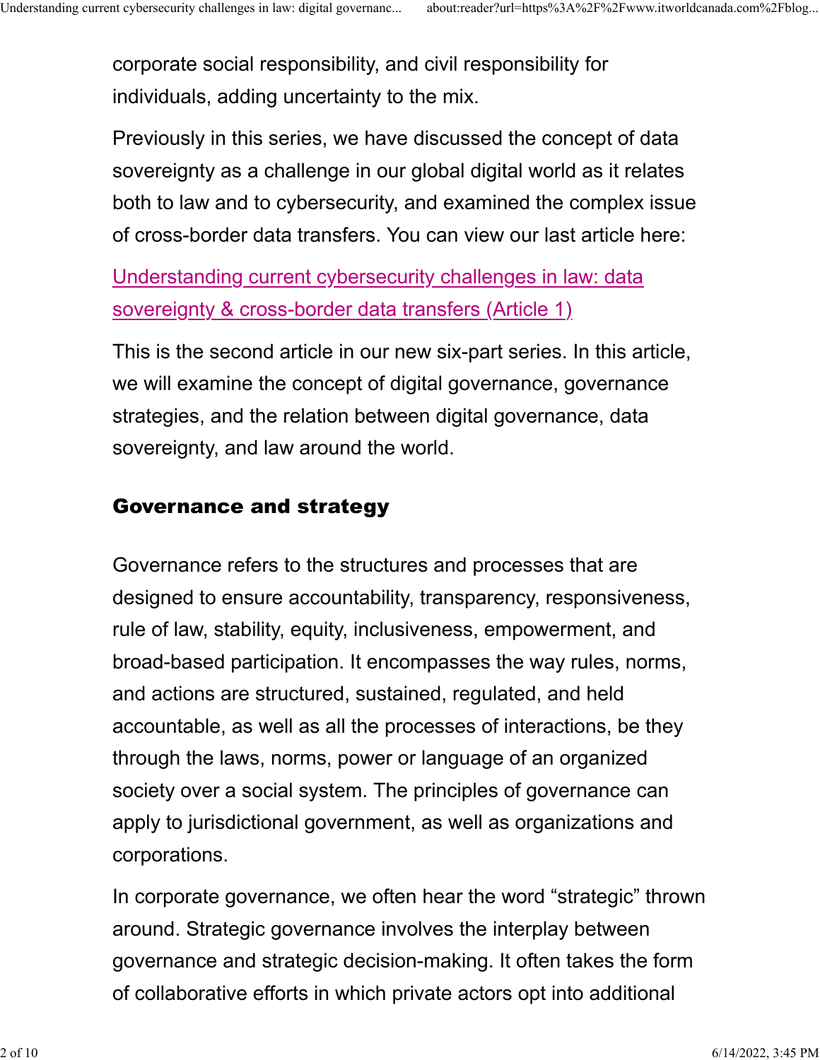corporate social responsibility, and civil responsibility for individuals, adding uncertainty to the mix.

Previously in this series, we have discussed the concept of data sovereignty as a challenge in our global digital world as it relates both to law and to cybersecurity, and examined the complex issue of cross-border data transfers. You can view our last article here:

[Understanding current cybersecurity challenges in law: data sovereignty & cross-border data transfers (Article 1)]()

This is the second article in our new six-part series. In this article, we will examine the concept of digital governance, governance strategies, and the relation between digital governance, data sovereignty, and law around the world.

## Governance and strategy

Governance refers to the structures and processes that are designed to ensure accountability, transparency, responsiveness, rule of law, stability, equity, inclusiveness, empowerment, and broad-based participation. It encompasses the way rules, norms, and actions are structured, sustained, regulated, and held accountable, as well as all the processes of interactions, be they through the laws, norms, power or language of an organized society over a social system. The principles of governance can apply to jurisdictional government, as well as organizations and corporations.

In corporate governance, we often hear the word "strategic" thrown around. Strategic governance involves the interplay between governance and strategic decision-making. It often takes the form of collaborative efforts in which private actors opt into additional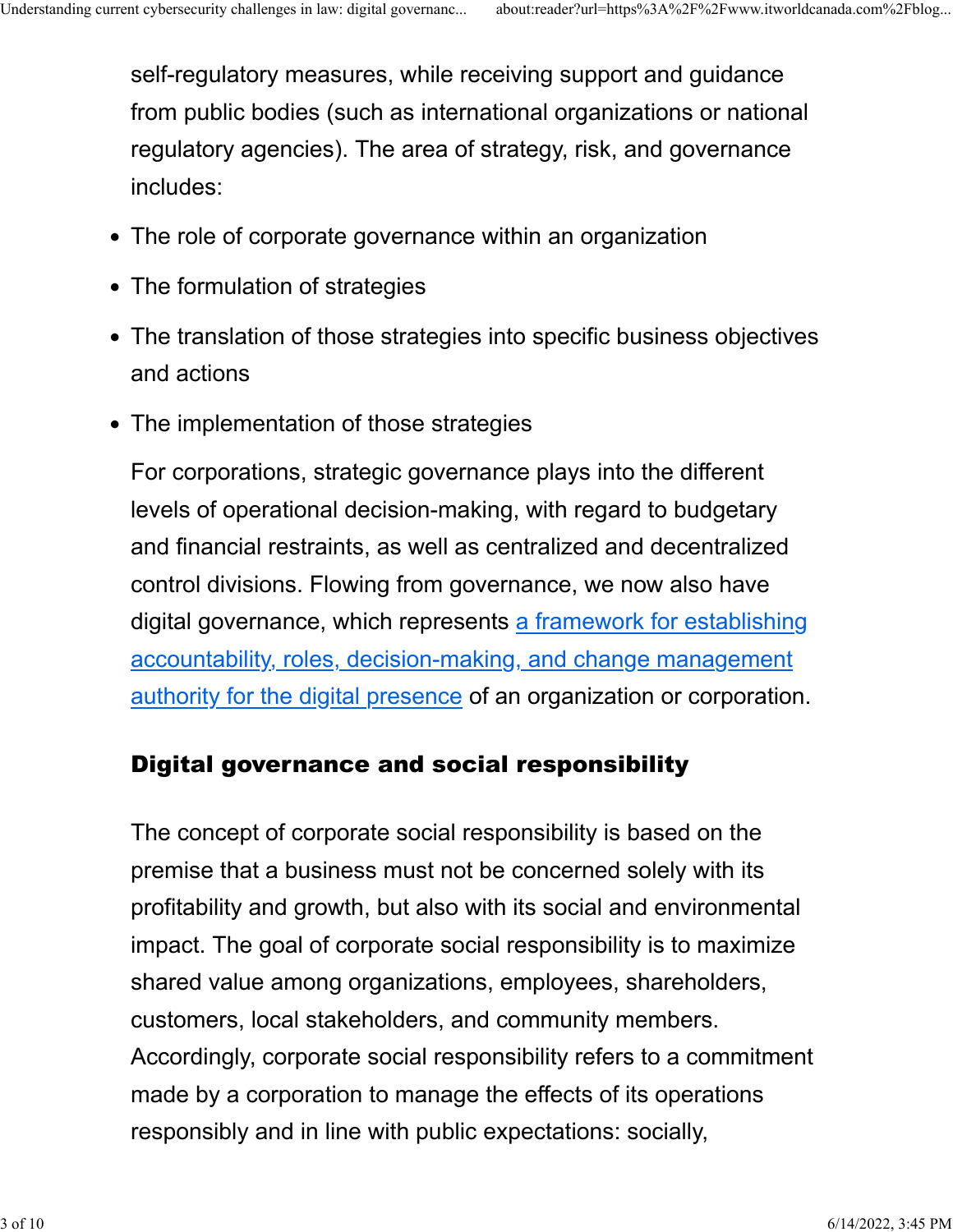self-regulatory measures, while receiving support and guidance from public bodies (such as international organizations or national regulatory agencies). The area of strategy, risk, and governance includes:

- The role of corporate governance within an organization
- The formulation of strategies
- The translation of those strategies into specific business objectives and actions
- The implementation of those strategies

For corporations, strategic governance plays into the different levels of operational decision-making, with regard to budgetary and financial restraints, as well as centralized and decentralized control divisions. Flowing from governance, we now also have digital governance, which represents a framework for establishing accountability, roles, decision-making, and change management authority for the digital presence of an organization or corporation.

## Digital governance and social responsibility

The concept of corporate social responsibility is based on the premise that a business must not be concerned solely with its profitability and growth, but also with its social and environmental impact. The goal of corporate social responsibility is to maximize shared value among organizations, employees, shareholders, customers, local stakeholders, and community members. Accordingly, corporate social responsibility refers to a commitment made by a corporation to manage the effects of its operations responsibly and in line with public expectations: socially,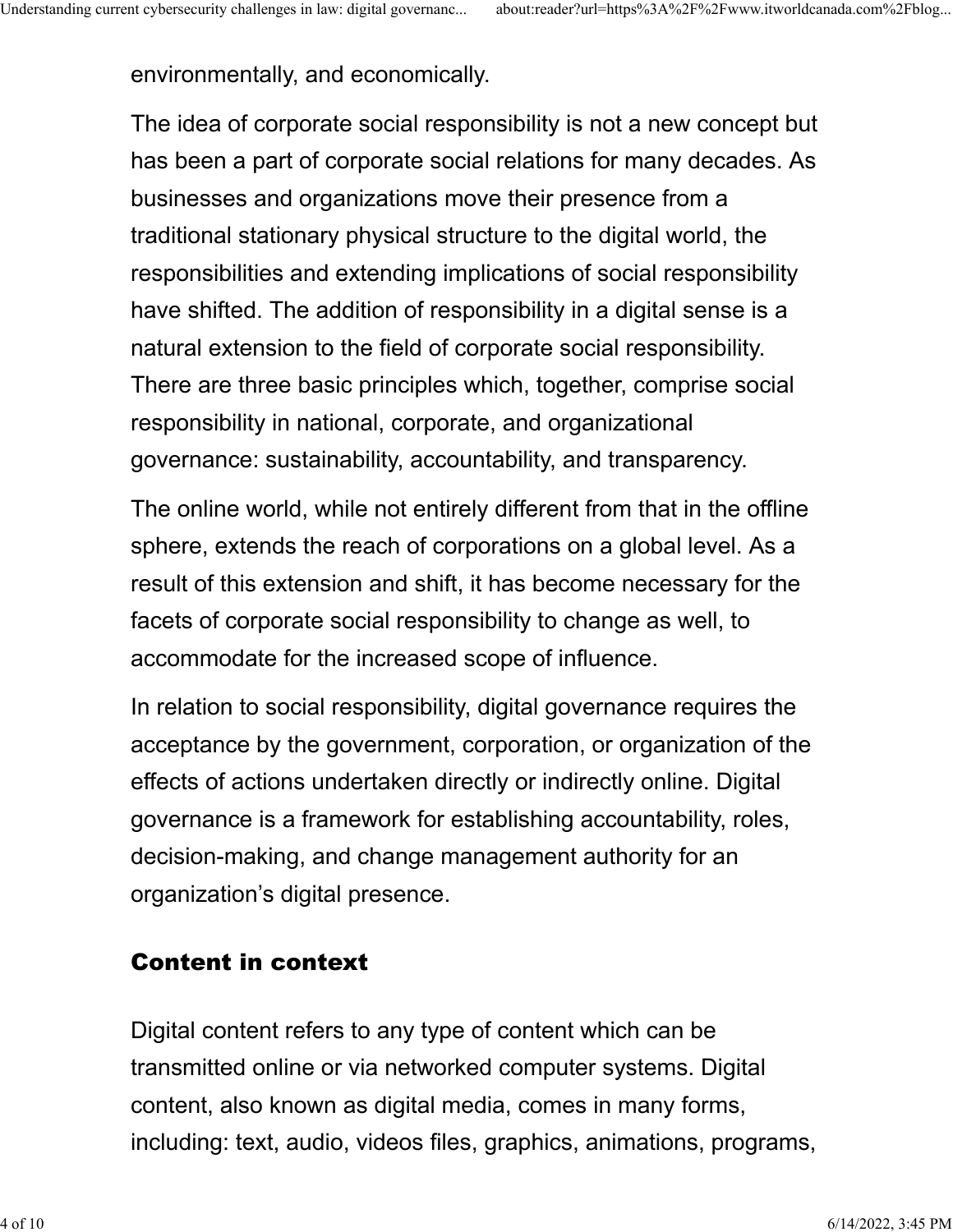environmentally, and economically.

The idea of corporate social responsibility is not a new concept but has been a part of corporate social relations for many decades. As businesses and organizations move their presence from a traditional stationary physical structure to the digital world, the responsibilities and extending implications of social responsibility have shifted. The addition of responsibility in a digital sense is a natural extension to the field of corporate social responsibility. There are three basic principles which, together, comprise social responsibility in national, corporate, and organizational governance: sustainability, accountability, and transparency.

The online world, while not entirely different from that in the offline sphere, extends the reach of corporations on a global level. As a result of this extension and shift, it has become necessary for the facets of corporate social responsibility to change as well, to accommodate for the increased scope of influence.

In relation to social responsibility, digital governance requires the acceptance by the government, corporation, or organization of the effects of actions undertaken directly or indirectly online. Digital governance is a framework for establishing accountability, roles, decision-making, and change management authority for an organization's digital presence.

## Content in context

Digital content refers to any type of content which can be transmitted online or via networked computer systems. Digital content, also known as digital media, comes in many forms, including: text, audio, videos files, graphics, animations, programs,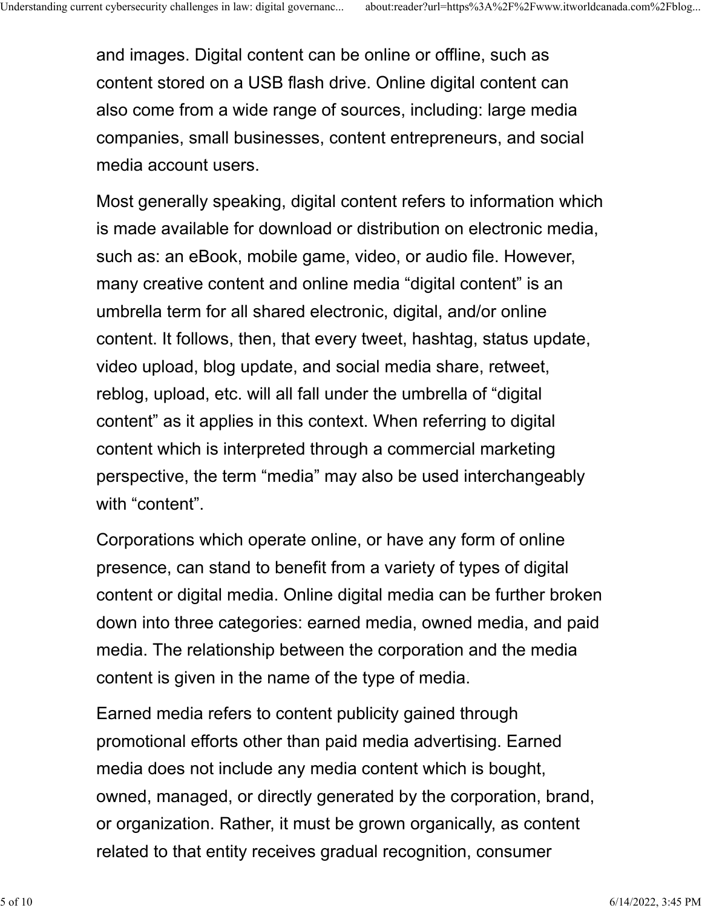and images. Digital content can be online or offline, such as content stored on a USB flash drive. Online digital content can also come from a wide range of sources, including: large media companies, small businesses, content entrepreneurs, and social media account users.

Most generally speaking, digital content refers to information which is made available for download or distribution on electronic media, such as: an eBook, mobile game, video, or audio file. However, many creative content and online media "digital content" is an umbrella term for all shared electronic, digital, and/or online content. It follows, then, that every tweet, hashtag, status update, video upload, blog update, and social media share, retweet, reblog, upload, etc. will all fall under the umbrella of "digital content" as it applies in this context. When referring to digital content which is interpreted through a commercial marketing perspective, the term "media" may also be used interchangeably with "content".

Corporations which operate online, or have any form of online presence, can stand to benefit from a variety of types of digital content or digital media. Online digital media can be further broken down into three categories: earned media, owned media, and paid media. The relationship between the corporation and the media content is given in the name of the type of media.

Earned media refers to content publicity gained through promotional efforts other than paid media advertising. Earned media does not include any media content which is bought, owned, managed, or directly generated by the corporation, brand, or organization. Rather, it must be grown organically, as content related to that entity receives gradual recognition, consumer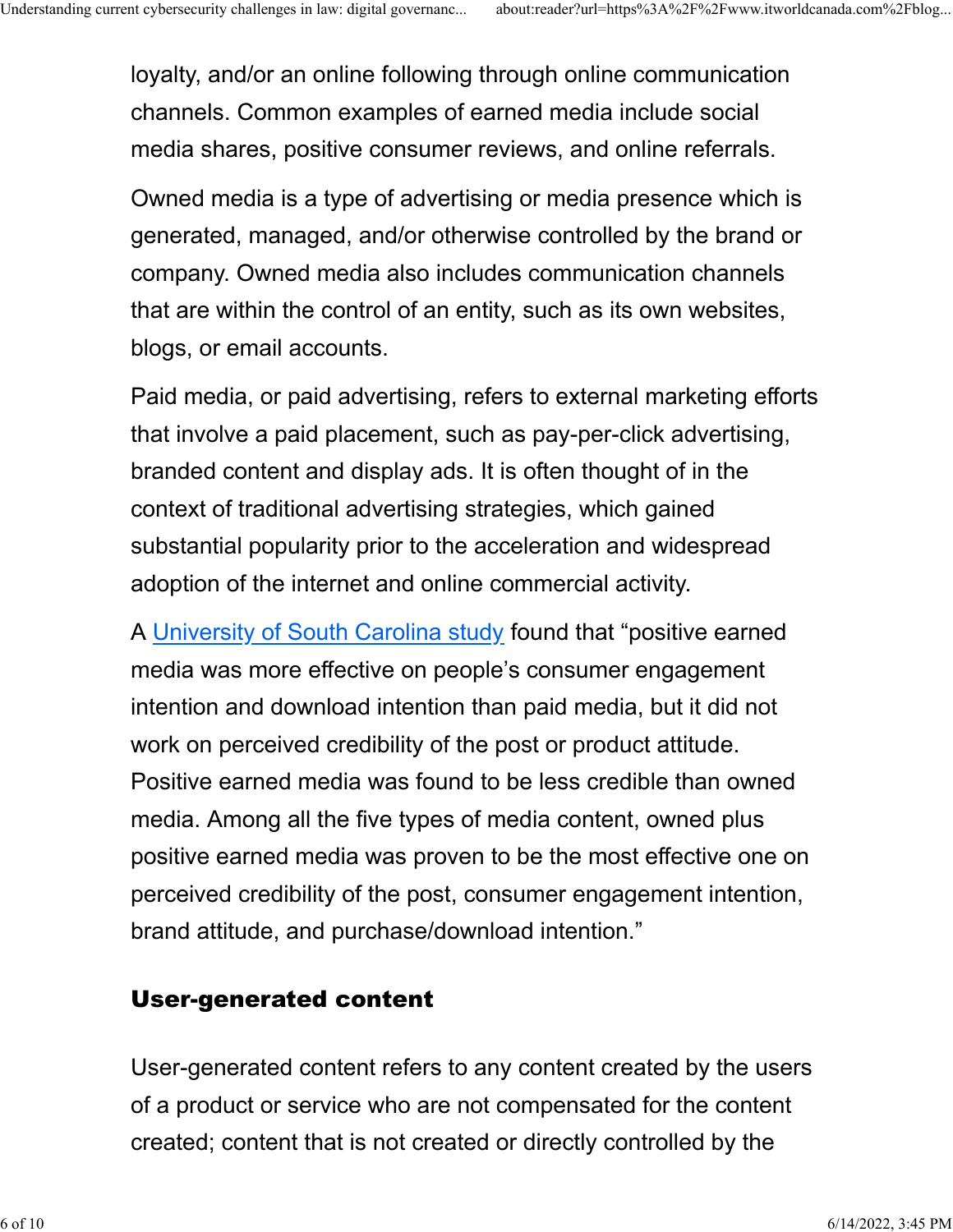loyalty, and/or an online following through online communication channels. Common examples of earned media include social media shares, positive consumer reviews, and online referrals.

Owned media is a type of advertising or media presence which is generated, managed, and/or otherwise controlled by the brand or company. Owned media also includes communication channels that are within the control of an entity, such as its own websites, blogs, or email accounts.

Paid media, or paid advertising, refers to external marketing efforts that involve a paid placement, such as pay-per-click advertising, branded content and display ads. It is often thought of in the context of traditional advertising strategies, which gained substantial popularity prior to the acceleration and widespread adoption of the internet and online commercial activity.

A University of South Carolina study found that "positive earned media was more effective on people's consumer engagement intention and download intention than paid media, but it did not work on perceived credibility of the post or product attitude. Positive earned media was found to be less credible than owned media. Among all the five types of media content, owned plus positive earned media was proven to be the most effective one on perceived credibility of the post, consumer engagement intention, brand attitude, and purchase/download intention."

## User-generated content

User-generated content refers to any content created by the users of a product or service who are not compensated for the content created; content that is not created or directly controlled by the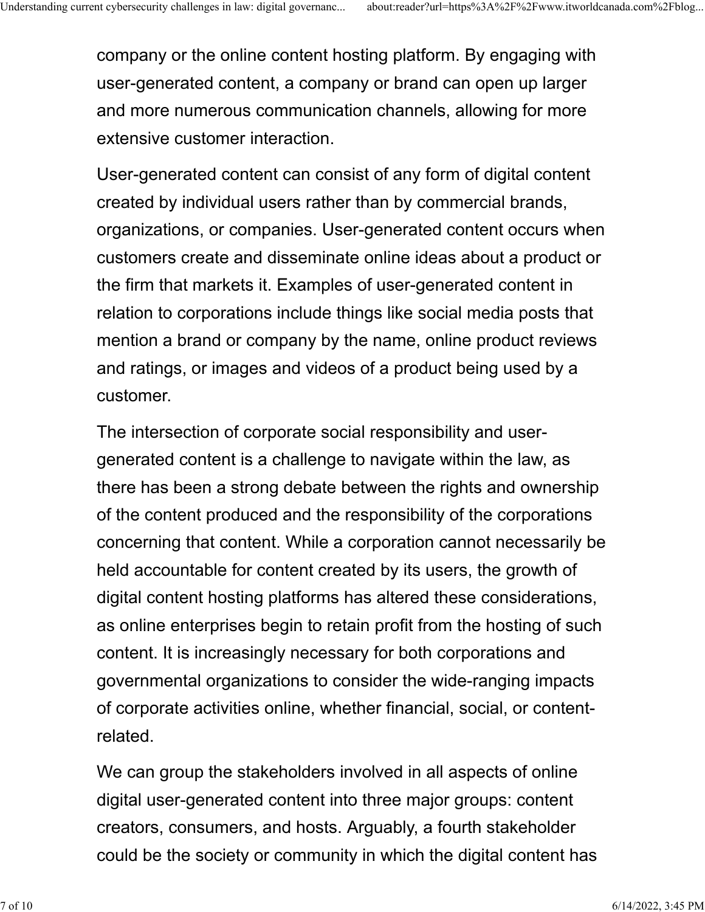company or the online content hosting platform. By engaging with user-generated content, a company or brand can open up larger and more numerous communication channels, allowing for more extensive customer interaction.

User-generated content can consist of any form of digital content created by individual users rather than by commercial brands, organizations, or companies. User-generated content occurs when customers create and disseminate online ideas about a product or the firm that markets it. Examples of user-generated content in relation to corporations include things like social media posts that mention a brand or company by the name, online product reviews and ratings, or images and videos of a product being used by a customer.

The intersection of corporate social responsibility and user-generated content is a challenge to navigate within the law, as there has been a strong debate between the rights and ownership of the content produced and the responsibility of the corporations concerning that content. While a corporation cannot necessarily be held accountable for content created by its users, the growth of digital content hosting platforms has altered these considerations, as online enterprises begin to retain profit from the hosting of such content. It is increasingly necessary for both corporations and governmental organizations to consider the wide-ranging impacts of corporate activities online, whether financial, social, or content-related.

We can group the stakeholders involved in all aspects of online digital user-generated content into three major groups: content creators, consumers, and hosts. Arguably, a fourth stakeholder could be the society or community in which the digital content has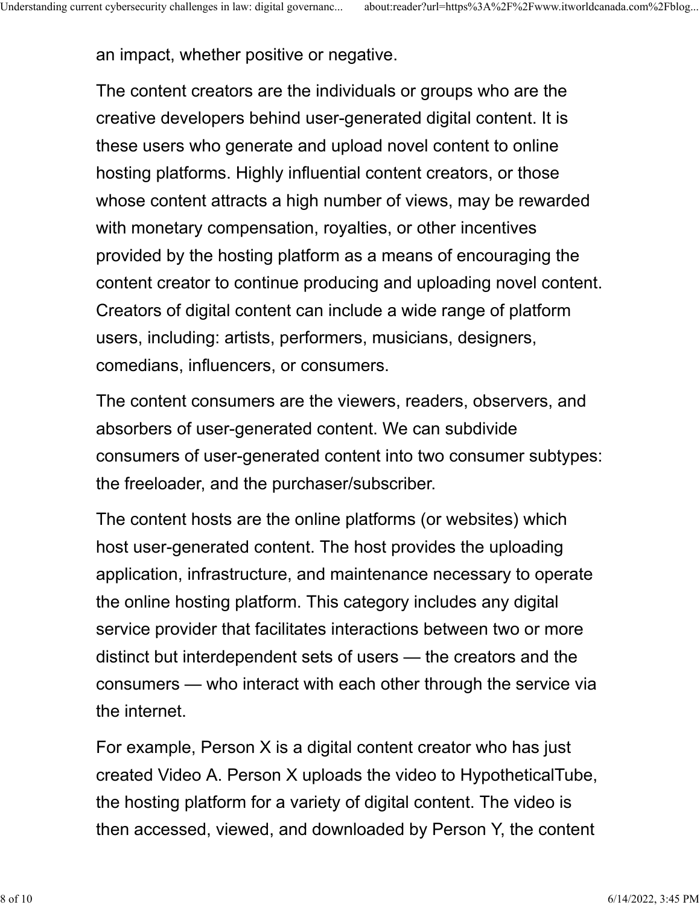an impact, whether positive or negative.

The content creators are the individuals or groups who are the creative developers behind user-generated digital content. It is these users who generate and upload novel content to online hosting platforms. Highly influential content creators, or those whose content attracts a high number of views, may be rewarded with monetary compensation, royalties, or other incentives provided by the hosting platform as a means of encouraging the content creator to continue producing and uploading novel content. Creators of digital content can include a wide range of platform users, including: artists, performers, musicians, designers, comedians, influencers, or consumers.

The content consumers are the viewers, readers, observers, and absorbers of user-generated content. We can subdivide consumers of user-generated content into two consumer subtypes: the freeloader, and the purchaser/subscriber.

The content hosts are the online platforms (or websites) which host user-generated content. The host provides the uploading application, infrastructure, and maintenance necessary to operate the online hosting platform. This category includes any digital service provider that facilitates interactions between two or more distinct but interdependent sets of users — the creators and the consumers — who interact with each other through the service via the internet.

For example, Person X is a digital content creator who has just created Video A. Person X uploads the video to HypotheticalTube, the hosting platform for a variety of digital content. The video is then accessed, viewed, and downloaded by Person Y, the content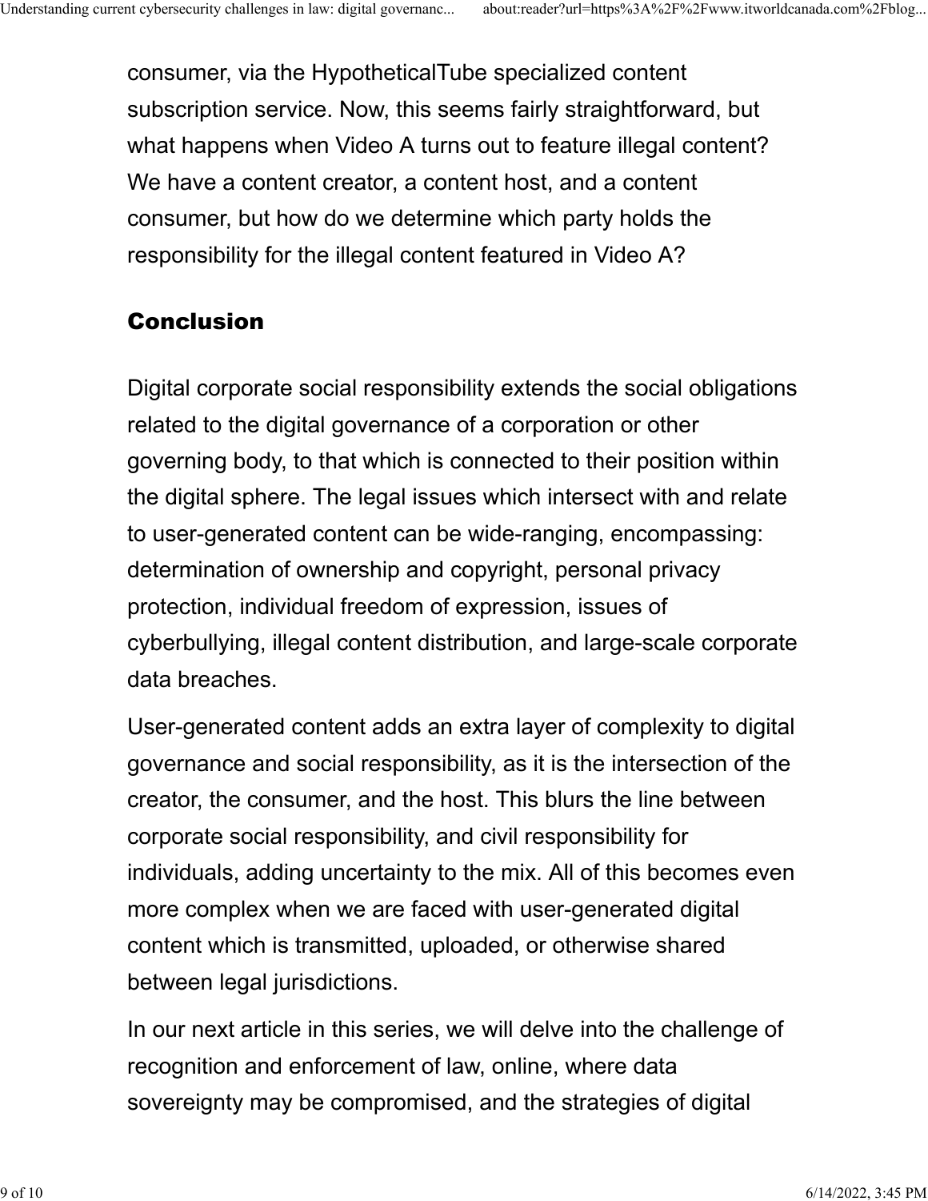consumer, via the HypotheticalTube specialized content subscription service. Now, this seems fairly straightforward, but what happens when Video A turns out to feature illegal content? We have a content creator, a content host, and a content consumer, but how do we determine which party holds the responsibility for the illegal content featured in Video A?

## Conclusion

Digital corporate social responsibility extends the social obligations related to the digital governance of a corporation or other governing body, to that which is connected to their position within the digital sphere. The legal issues which intersect with and relate to user-generated content can be wide-ranging, encompassing: determination of ownership and copyright, personal privacy protection, individual freedom of expression, issues of cyberbullying, illegal content distribution, and large-scale corporate data breaches.

User-generated content adds an extra layer of complexity to digital governance and social responsibility, as it is the intersection of the creator, the consumer, and the host. This blurs the line between corporate social responsibility, and civil responsibility for individuals, adding uncertainty to the mix. All of this becomes even more complex when we are faced with user-generated digital content which is transmitted, uploaded, or otherwise shared between legal jurisdictions.

In our next article in this series, we will delve into the challenge of recognition and enforcement of law, online, where data sovereignty may be compromised, and the strategies of digital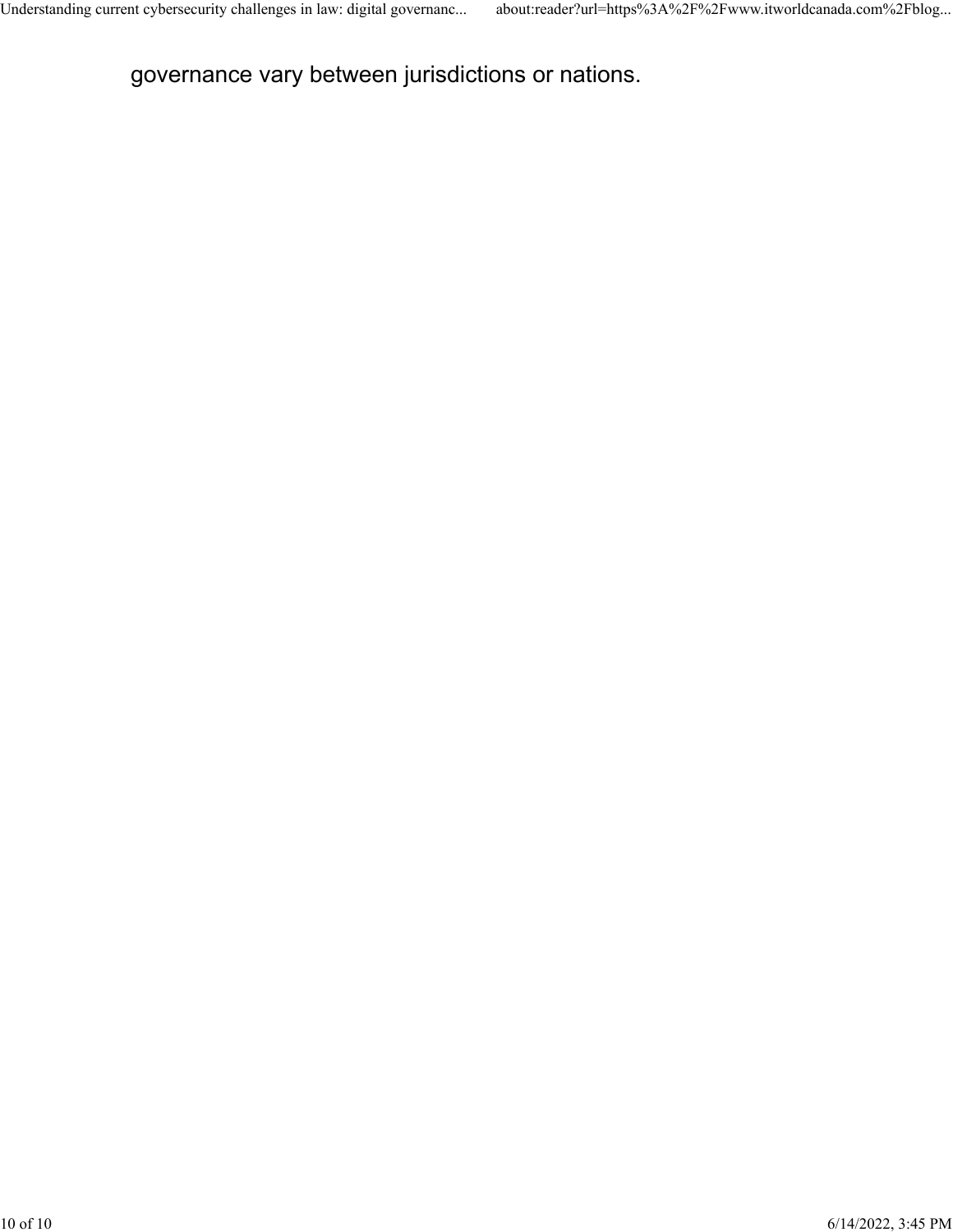governance vary between jurisdictions or nations.